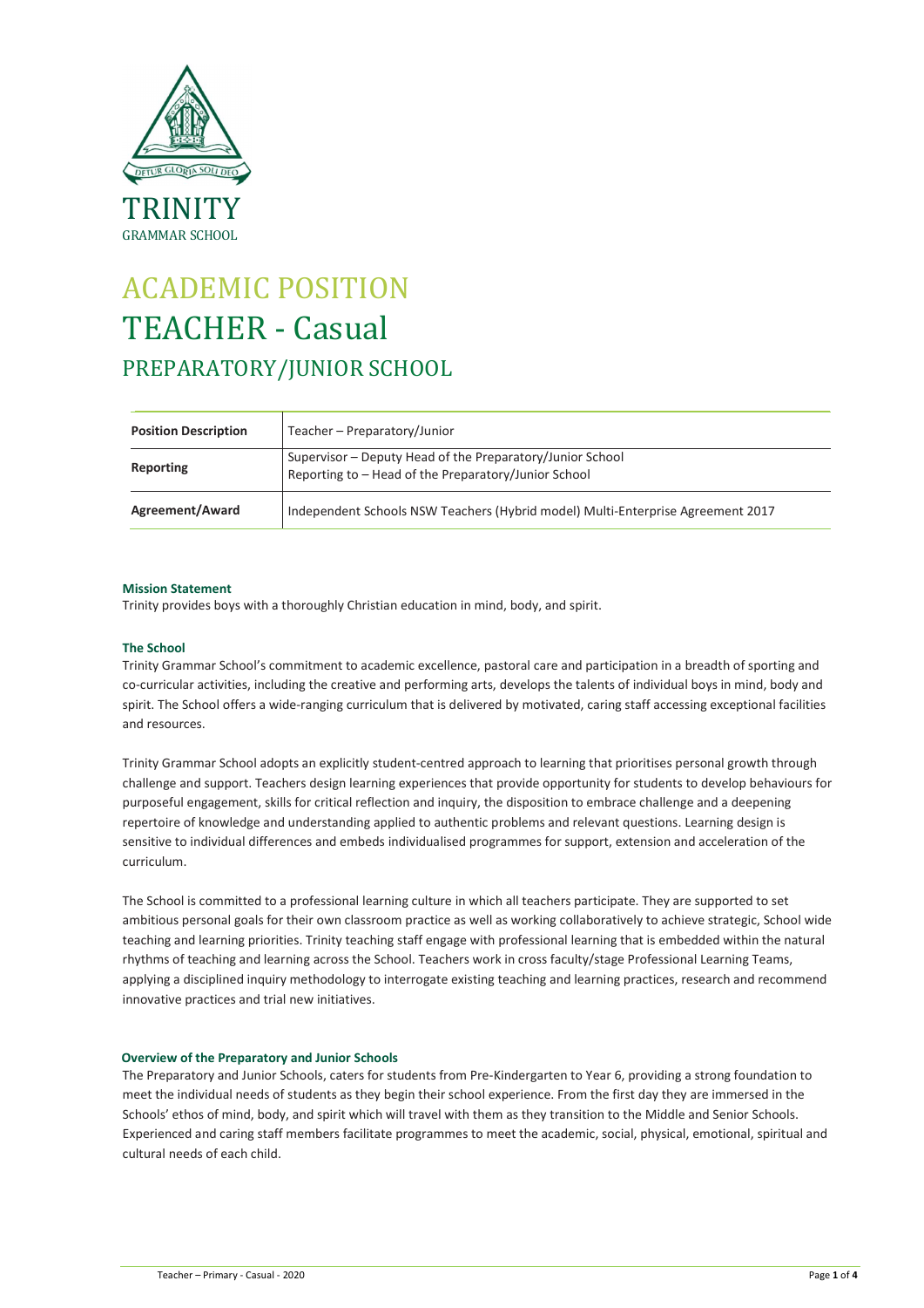TRINITY
GRAMMAR SCHOOL

# ACADEMIC POSITION
# TEACHER - Casual
## PREPARATORY/JUNIOR SCHOOL

| | |
|---|---|
| **Position Description** | Teacher – Preparatory/Junior |
| **Reporting** | Supervisor – Deputy Head of the Preparatory/Junior School<br>Reporting to – Head of the Preparatory/Junior School |
| **Agreement/Award** | Independent Schools NSW Teachers (Hybrid model) Multi-Enterprise Agreement 2017 |

### Mission Statement

Trinity provides boys with a thoroughly Christian education in mind, body, and spirit.

### The School

Trinity Grammar School's commitment to academic excellence, pastoral care and participation in a breadth of sporting and co-curricular activities, including the creative and performing arts, develops the talents of individual boys in mind, body and spirit. The School offers a wide-ranging curriculum that is delivered by motivated, caring staff accessing exceptional facilities and resources.

Trinity Grammar School adopts an explicitly student-centred approach to learning that prioritises personal growth through challenge and support. Teachers design learning experiences that provide opportunity for students to develop behaviours for purposeful engagement, skills for critical reflection and inquiry, the disposition to embrace challenge and a deepening repertoire of knowledge and understanding applied to authentic problems and relevant questions. Learning design is sensitive to individual differences and embeds individualised programmes for support, extension and acceleration of the curriculum.

The School is committed to a professional learning culture in which all teachers participate. They are supported to set ambitious personal goals for their own classroom practice as well as working collaboratively to achieve strategic, School wide teaching and learning priorities. Trinity teaching staff engage with professional learning that is embedded within the natural rhythms of teaching and learning across the School. Teachers work in cross faculty/stage Professional Learning Teams, applying a disciplined inquiry methodology to interrogate existing teaching and learning practices, research and recommend innovative practices and trial new initiatives.

### Overview of the Preparatory and Junior Schools

The Preparatory and Junior Schools, caters for students from Pre-Kindergarten to Year 6, providing a strong foundation to meet the individual needs of students as they begin their school experience. From the first day they are immersed in the Schools' ethos of mind, body, and spirit which will travel with them as they transition to the Middle and Senior Schools. Experienced and caring staff members facilitate programmes to meet the academic, social, physical, emotional, spiritual and cultural needs of each child.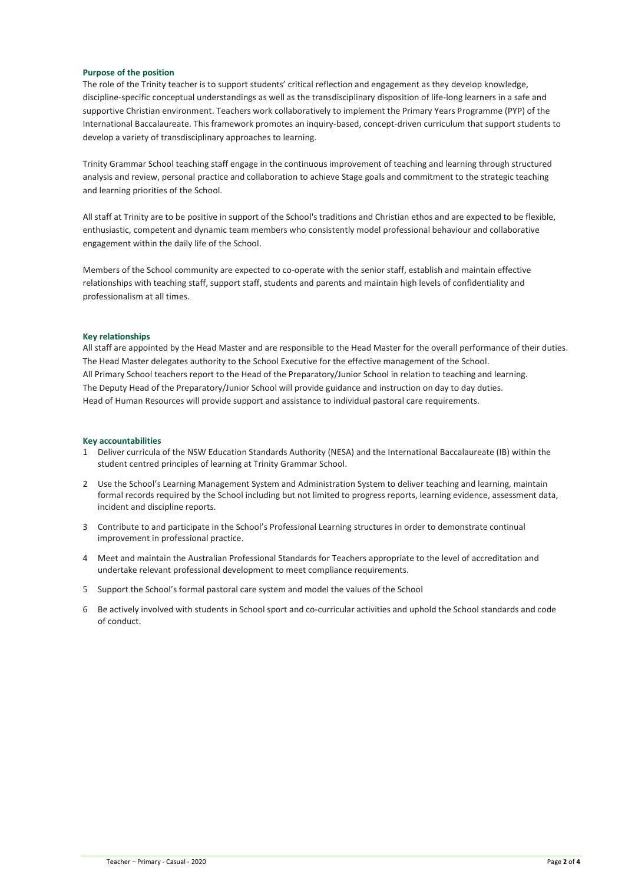**Purpose of the position**

The role of the Trinity teacher is to support students' critical reflection and engagement as they develop knowledge, discipline-specific conceptual understandings as well as the transdisciplinary disposition of life-long learners in a safe and supportive Christian environment. Teachers work collaboratively to implement the Primary Years Programme (PYP) of the International Baccalaureate. This framework promotes an inquiry-based, concept-driven curriculum that support students to develop a variety of transdisciplinary approaches to learning.

Trinity Grammar School teaching staff engage in the continuous improvement of teaching and learning through structured analysis and review, personal practice and collaboration to achieve Stage goals and commitment to the strategic teaching and learning priorities of the School.

All staff at Trinity are to be positive in support of the School's traditions and Christian ethos and are expected to be flexible, enthusiastic, competent and dynamic team members who consistently model professional behaviour and collaborative engagement within the daily life of the School.

Members of the School community are expected to co-operate with the senior staff, establish and maintain effective relationships with teaching staff, support staff, students and parents and maintain high levels of confidentiality and professionalism at all times.

**Key relationships**

All staff are appointed by the Head Master and are responsible to the Head Master for the overall performance of their duties.
The Head Master delegates authority to the School Executive for the effective management of the School.
All Primary School teachers report to the Head of the Preparatory/Junior School in relation to teaching and learning.
The Deputy Head of the Preparatory/Junior School will provide guidance and instruction on day to day duties.
Head of Human Resources will provide support and assistance to individual pastoral care requirements.

**Key accountabilities**

1. Deliver curricula of the NSW Education Standards Authority (NESA) and the International Baccalaureate (IB) within the student centred principles of learning at Trinity Grammar School.
2. Use the School's Learning Management System and Administration System to deliver teaching and learning, maintain formal records required by the School including but not limited to progress reports, learning evidence, assessment data, incident and discipline reports.
3. Contribute to and participate in the School's Professional Learning structures in order to demonstrate continual improvement in professional practice.
4. Meet and maintain the Australian Professional Standards for Teachers appropriate to the level of accreditation and undertake relevant professional development to meet compliance requirements.
5. Support the School's formal pastoral care system and model the values of the School
6. Be actively involved with students in School sport and co-curricular activities and uphold the School standards and code of conduct.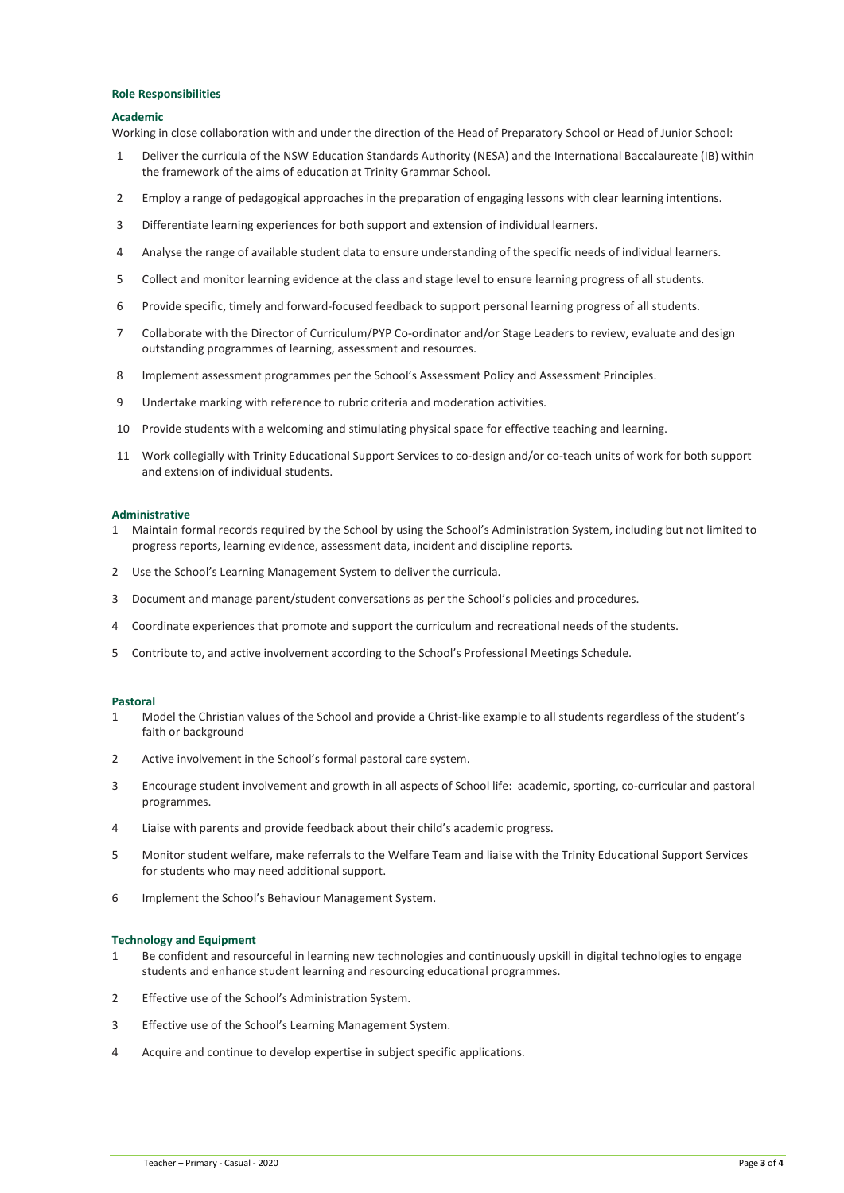## Role Responsibilities

### Academic

Working in close collaboration with and under the direction of the Head of Preparatory School or Head of Junior School:

1. Deliver the curricula of the NSW Education Standards Authority (NESA) and the International Baccalaureate (IB) within the framework of the aims of education at Trinity Grammar School.
2. Employ a range of pedagogical approaches in the preparation of engaging lessons with clear learning intentions.
3. Differentiate learning experiences for both support and extension of individual learners.
4. Analyse the range of available student data to ensure understanding of the specific needs of individual learners.
5. Collect and monitor learning evidence at the class and stage level to ensure learning progress of all students.
6. Provide specific, timely and forward-focused feedback to support personal learning progress of all students.
7. Collaborate with the Director of Curriculum/PYP Co-ordinator and/or Stage Leaders to review, evaluate and design outstanding programmes of learning, assessment and resources.
8. Implement assessment programmes per the School's Assessment Policy and Assessment Principles.
9. Undertake marking with reference to rubric criteria and moderation activities.
10. Provide students with a welcoming and stimulating physical space for effective teaching and learning.
11. Work collegially with Trinity Educational Support Services to co-design and/or co-teach units of work for both support and extension of individual students.

### Administrative

1. Maintain formal records required by the School by using the School's Administration System, including but not limited to progress reports, learning evidence, assessment data, incident and discipline reports.
2. Use the School's Learning Management System to deliver the curricula.
3. Document and manage parent/student conversations as per the School's policies and procedures.
4. Coordinate experiences that promote and support the curriculum and recreational needs of the students.
5. Contribute to, and active involvement according to the School's Professional Meetings Schedule.

### Pastoral

1. Model the Christian values of the School and provide a Christ-like example to all students regardless of the student's faith or background
2. Active involvement in the School's formal pastoral care system.
3. Encourage student involvement and growth in all aspects of School life: academic, sporting, co-curricular and pastoral programmes.
4. Liaise with parents and provide feedback about their child's academic progress.
5. Monitor student welfare, make referrals to the Welfare Team and liaise with the Trinity Educational Support Services for students who may need additional support.
6. Implement the School's Behaviour Management System.

### Technology and Equipment

1. Be confident and resourceful in learning new technologies and continuously upskill in digital technologies to engage students and enhance student learning and resourcing educational programmes.
2. Effective use of the School's Administration System.
3. Effective use of the School's Learning Management System.
4. Acquire and continue to develop expertise in subject specific applications.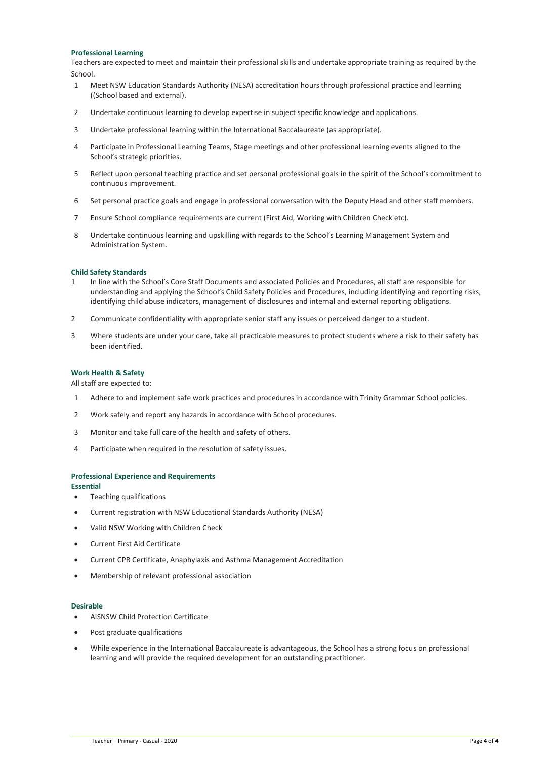### Professional Learning

Teachers are expected to meet and maintain their professional skills and undertake appropriate training as required by the School.

1. Meet NSW Education Standards Authority (NESA) accreditation hours through professional practice and learning ((School based and external).
2. Undertake continuous learning to develop expertise in subject specific knowledge and applications.
3. Undertake professional learning within the International Baccalaureate (as appropriate).
4. Participate in Professional Learning Teams, Stage meetings and other professional learning events aligned to the School's strategic priorities.
5. Reflect upon personal teaching practice and set personal professional goals in the spirit of the School's commitment to continuous improvement.
6. Set personal practice goals and engage in professional conversation with the Deputy Head and other staff members.
7. Ensure School compliance requirements are current (First Aid, Working with Children Check etc).
8. Undertake continuous learning and upskilling with regards to the School's Learning Management System and Administration System.

### Child Safety Standards

1. In line with the School's Core Staff Documents and associated Policies and Procedures, all staff are responsible for understanding and applying the School's Child Safety Policies and Procedures, including identifying and reporting risks, identifying child abuse indicators, management of disclosures and internal and external reporting obligations.
2. Communicate confidentiality with appropriate senior staff any issues or perceived danger to a student.
3. Where students are under your care, take all practicable measures to protect students where a risk to their safety has been identified.

### Work Health & Safety

All staff are expected to:

1. Adhere to and implement safe work practices and procedures in accordance with Trinity Grammar School policies.
2. Work safely and report any hazards in accordance with School procedures.
3. Monitor and take full care of the health and safety of others.
4. Participate when required in the resolution of safety issues.

### Professional Experience and Requirements

**Essential**

- Teaching qualifications
- Current registration with NSW Educational Standards Authority (NESA)
- Valid NSW Working with Children Check
- Current First Aid Certificate
- Current CPR Certificate, Anaphylaxis and Asthma Management Accreditation
- Membership of relevant professional association

**Desirable**

- AISNSW Child Protection Certificate
- Post graduate qualifications
- While experience in the International Baccalaureate is advantageous, the School has a strong focus on professional learning and will provide the required development for an outstanding practitioner.